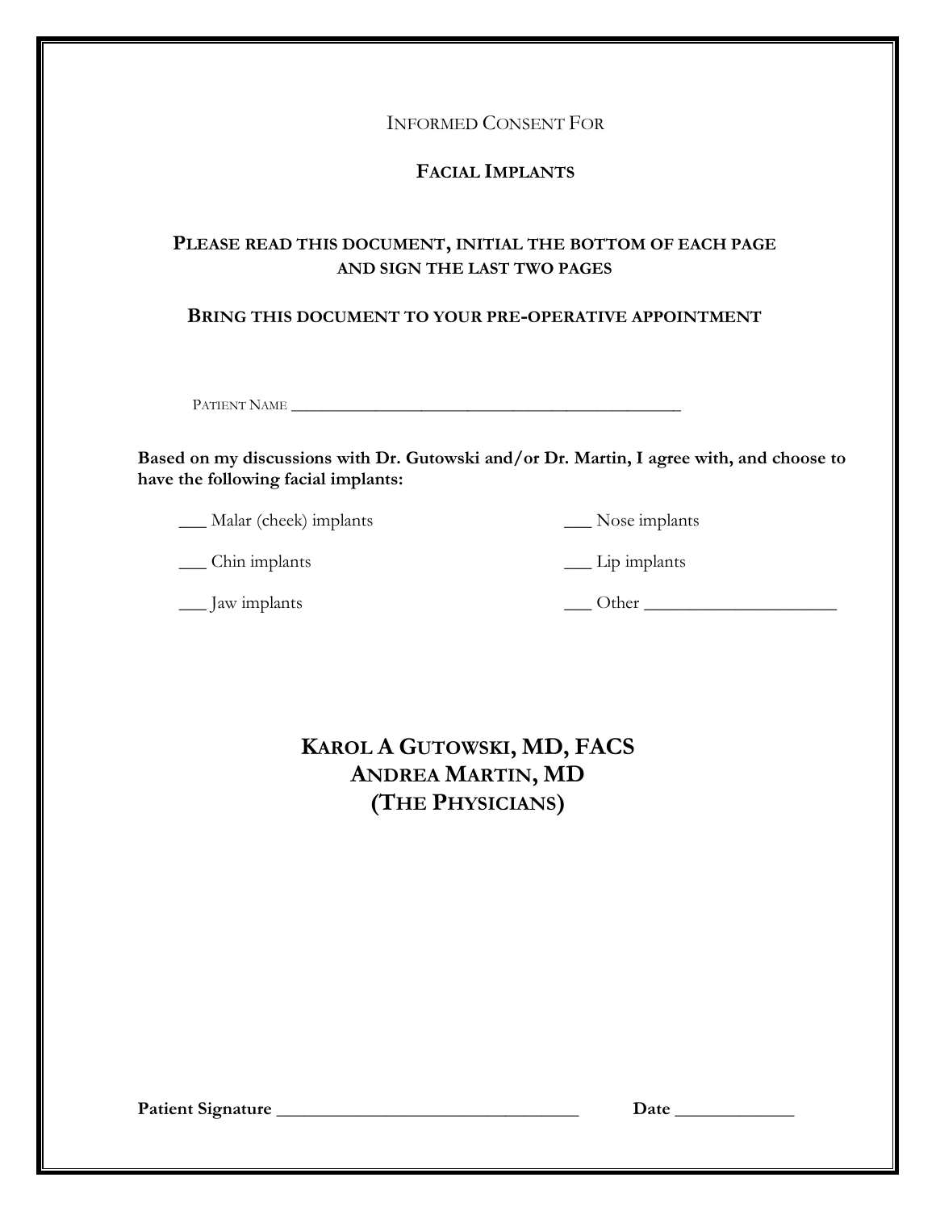INFORMED CONSENT FOR

# FACIAL IMPLANTS

**PLEASE READ THIS DOCUMENT, INITIAL THE BOTTOM OF EACH PAGE AND SIGN THE LAST TWO PAGES**

**BRING THIS DOCUMENT TO YOUR PRE-OPERATIVE APPOINTMENT**

PATIENT NAME _______________________________________________

**Based on my discussions with Dr. Gutowski and/or Dr. Martin, I agree with, and choose to have the following facial implants:**

___ Malar (cheek) implants

___ Chin implants

___ Jaw implants

___ Nose implants

___ Lip implants

___ Other ____________________

## KAROL A GUTOWSKI, MD, FACS
## ANDREA MARTIN, MD
## (THE PHYSICIANS)

**Patient Signature** _________________________________ **Date** ____________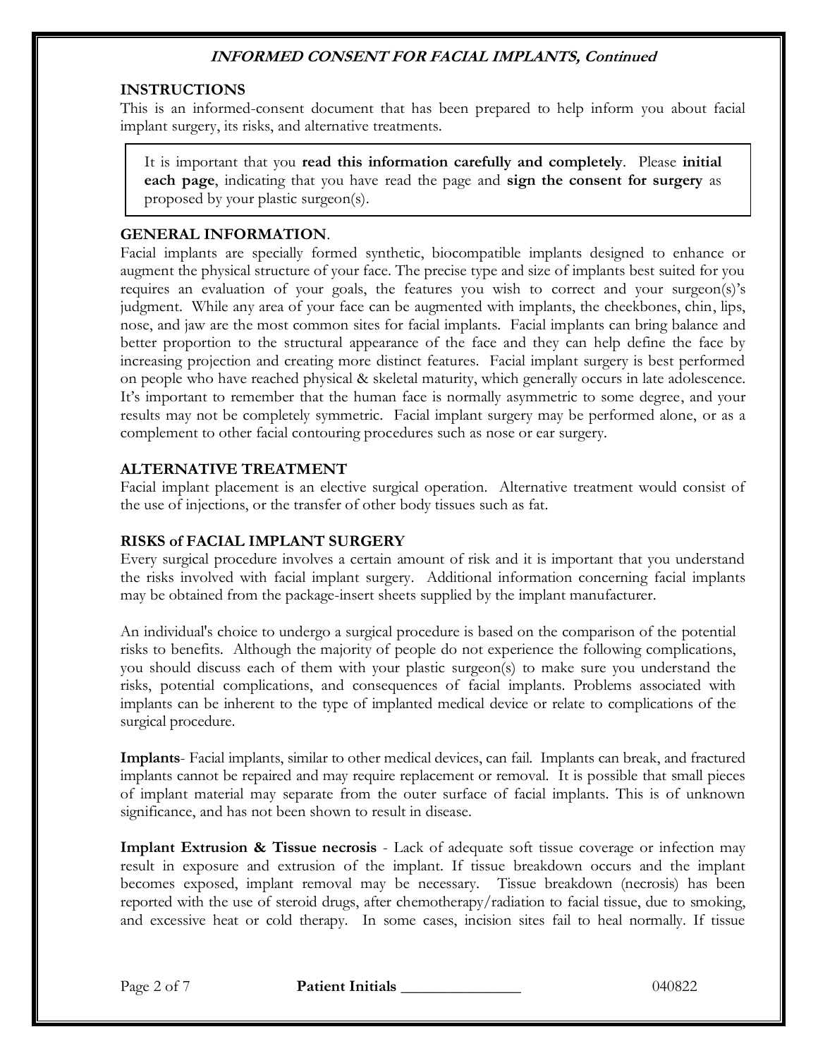## INSTRUCTIONS

This is an informed-consent document that has been prepared to help inform you about facial implant surgery, its risks, and alternative treatments.

> It is important that you **read this information carefully and completely**. Please **initial each page**, indicating that you have read the page and **sign the consent for surgery** as proposed by your plastic surgeon(s).

## GENERAL INFORMATION.

Facial implants are specially formed synthetic, biocompatible implants designed to enhance or augment the physical structure of your face. The precise type and size of implants best suited for you requires an evaluation of your goals, the features you wish to correct and your surgeon(s)'s judgment. While any area of your face can be augmented with implants, the cheekbones, chin, lips, nose, and jaw are the most common sites for facial implants. Facial implants can bring balance and better proportion to the structural appearance of the face and they can help define the face by increasing projection and creating more distinct features. Facial implant surgery is best performed on people who have reached physical & skeletal maturity, which generally occurs in late adolescence. It's important to remember that the human face is normally asymmetric to some degree, and your results may not be completely symmetric. Facial implant surgery may be performed alone, or as a complement to other facial contouring procedures such as nose or ear surgery.

## ALTERNATIVE TREATMENT

Facial implant placement is an elective surgical operation. Alternative treatment would consist of the use of injections, or the transfer of other body tissues such as fat.

## RISKS of FACIAL IMPLANT SURGERY

Every surgical procedure involves a certain amount of risk and it is important that you understand the risks involved with facial implant surgery. Additional information concerning facial implants may be obtained from the package-insert sheets supplied by the implant manufacturer.

An individual's choice to undergo a surgical procedure is based on the comparison of the potential risks to benefits. Although the majority of people do not experience the following complications, you should discuss each of them with your plastic surgeon(s) to make sure you understand the risks, potential complications, and consequences of facial implants. Problems associated with implants can be inherent to the type of implanted medical device or relate to complications of the surgical procedure.

**Implants**- Facial implants, similar to other medical devices, can fail. Implants can break, and fractured implants cannot be repaired and may require replacement or removal. It is possible that small pieces of implant material may separate from the outer surface of facial implants. This is of unknown significance, and has not been shown to result in disease.

**Implant Extrusion & Tissue necrosis** - Lack of adequate soft tissue coverage or infection may result in exposure and extrusion of the implant. If tissue breakdown occurs and the implant becomes exposed, implant removal may be necessary. Tissue breakdown (necrosis) has been reported with the use of steroid drugs, after chemotherapy/radiation to facial tissue, due to smoking, and excessive heat or cold therapy. In some cases, incision sites fail to heal normally. If tissue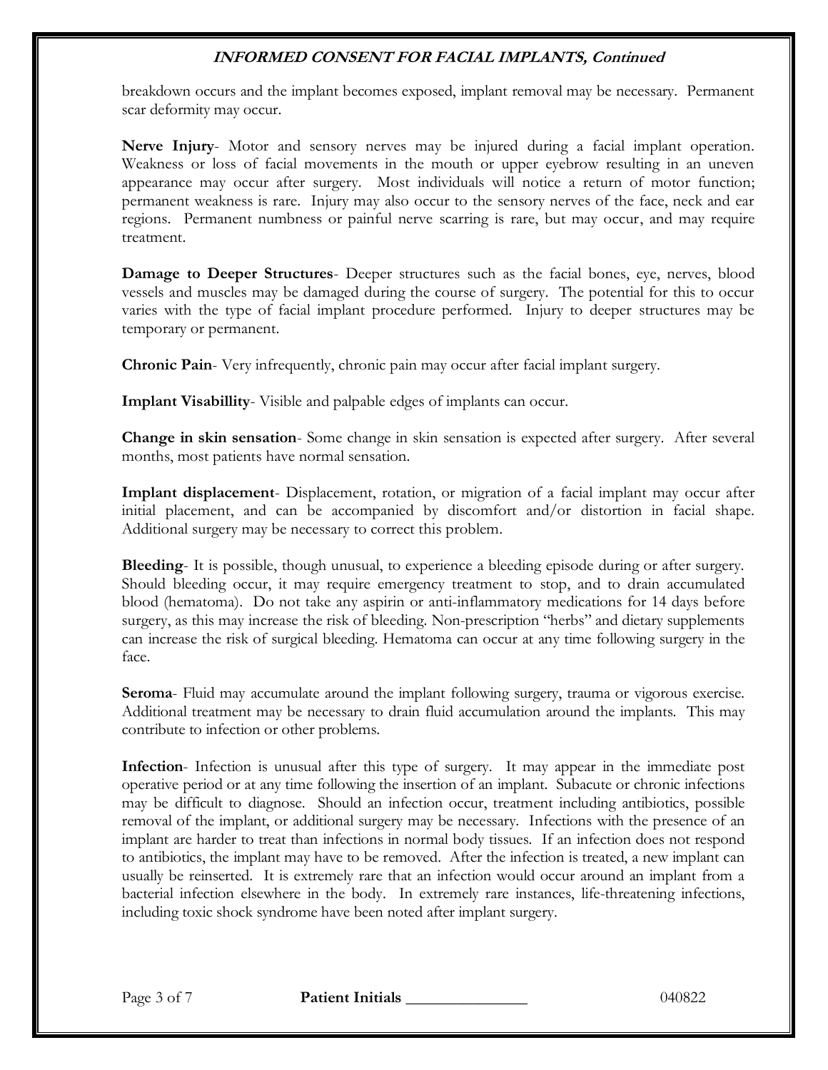breakdown occurs and the implant becomes exposed, implant removal may be necessary. Permanent scar deformity may occur.

**Nerve Injury**- Motor and sensory nerves may be injured during a facial implant operation. Weakness or loss of facial movements in the mouth or upper eyebrow resulting in an uneven appearance may occur after surgery. Most individuals will notice a return of motor function; permanent weakness is rare. Injury may also occur to the sensory nerves of the face, neck and ear regions. Permanent numbness or painful nerve scarring is rare, but may occur, and may require treatment.

**Damage to Deeper Structures**- Deeper structures such as the facial bones, eye, nerves, blood vessels and muscles may be damaged during the course of surgery. The potential for this to occur varies with the type of facial implant procedure performed. Injury to deeper structures may be temporary or permanent.

**Chronic Pain**- Very infrequently, chronic pain may occur after facial implant surgery.

**Implant Visabillity**- Visible and palpable edges of implants can occur.

**Change in skin sensation**- Some change in skin sensation is expected after surgery. After several months, most patients have normal sensation.

**Implant displacement**- Displacement, rotation, or migration of a facial implant may occur after initial placement, and can be accompanied by discomfort and/or distortion in facial shape. Additional surgery may be necessary to correct this problem.

**Bleeding**- It is possible, though unusual, to experience a bleeding episode during or after surgery. Should bleeding occur, it may require emergency treatment to stop, and to drain accumulated blood (hematoma). Do not take any aspirin or anti-inflammatory medications for 14 days before surgery, as this may increase the risk of bleeding. Non-prescription "herbs" and dietary supplements can increase the risk of surgical bleeding. Hematoma can occur at any time following surgery in the face.

**Seroma**- Fluid may accumulate around the implant following surgery, trauma or vigorous exercise. Additional treatment may be necessary to drain fluid accumulation around the implants. This may contribute to infection or other problems.

**Infection**- Infection is unusual after this type of surgery. It may appear in the immediate post operative period or at any time following the insertion of an implant. Subacute or chronic infections may be difficult to diagnose. Should an infection occur, treatment including antibiotics, possible removal of the implant, or additional surgery may be necessary. Infections with the presence of an implant are harder to treat than infections in normal body tissues. If an infection does not respond to antibiotics, the implant may have to be removed. After the infection is treated, a new implant can usually be reinserted. It is extremely rare that an infection would occur around an implant from a bacterial infection elsewhere in the body. In extremely rare instances, life-threatening infections, including toxic shock syndrome have been noted after implant surgery.

**Patient Initials** _______________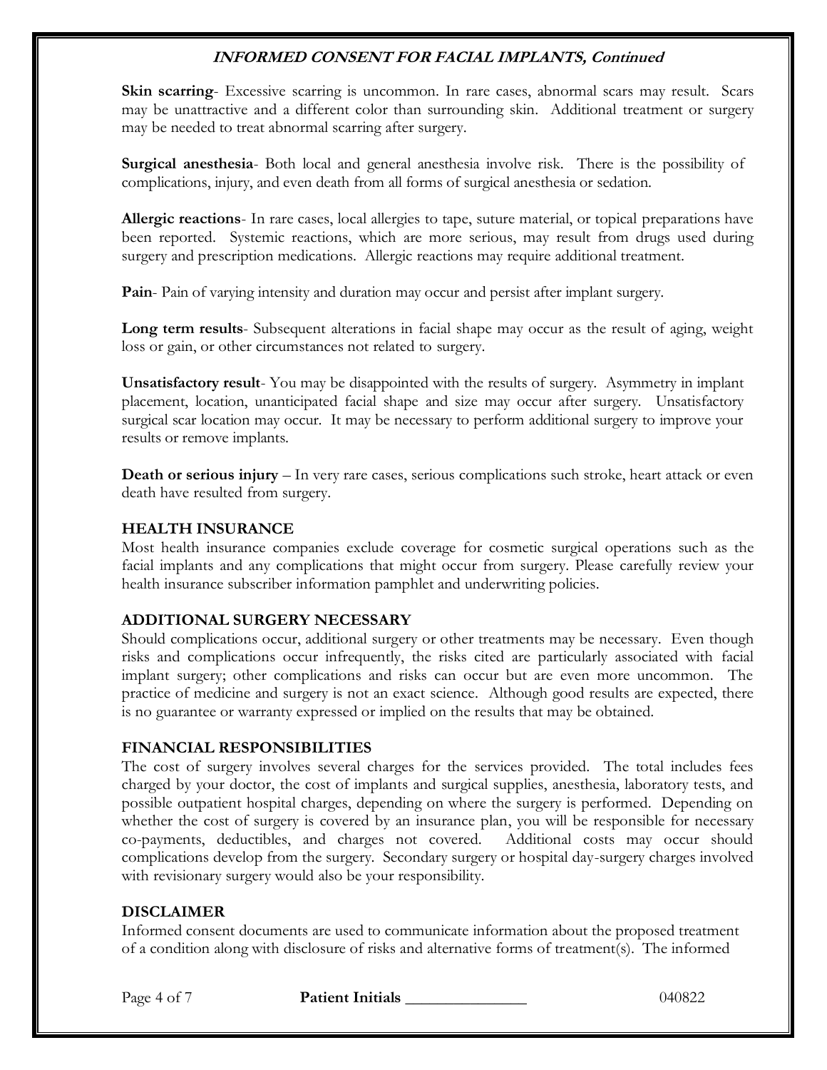**Skin scarring**- Excessive scarring is uncommon. In rare cases, abnormal scars may result. Scars may be unattractive and a different color than surrounding skin. Additional treatment or surgery may be needed to treat abnormal scarring after surgery.

**Surgical anesthesia**- Both local and general anesthesia involve risk. There is the possibility of complications, injury, and even death from all forms of surgical anesthesia or sedation.

**Allergic reactions**- In rare cases, local allergies to tape, suture material, or topical preparations have been reported. Systemic reactions, which are more serious, may result from drugs used during surgery and prescription medications. Allergic reactions may require additional treatment.

**Pain**- Pain of varying intensity and duration may occur and persist after implant surgery.

**Long term results**- Subsequent alterations in facial shape may occur as the result of aging, weight loss or gain, or other circumstances not related to surgery.

**Unsatisfactory result**- You may be disappointed with the results of surgery. Asymmetry in implant placement, location, unanticipated facial shape and size may occur after surgery. Unsatisfactory surgical scar location may occur. It may be necessary to perform additional surgery to improve your results or remove implants.

**Death or serious injury** – In very rare cases, serious complications such stroke, heart attack or even death have resulted from surgery.

## HEALTH INSURANCE

Most health insurance companies exclude coverage for cosmetic surgical operations such as the facial implants and any complications that might occur from surgery. Please carefully review your health insurance subscriber information pamphlet and underwriting policies.

## ADDITIONAL SURGERY NECESSARY

Should complications occur, additional surgery or other treatments may be necessary. Even though risks and complications occur infrequently, the risks cited are particularly associated with facial implant surgery; other complications and risks can occur but are even more uncommon. The practice of medicine and surgery is not an exact science. Although good results are expected, there is no guarantee or warranty expressed or implied on the results that may be obtained.

## FINANCIAL RESPONSIBILITIES

The cost of surgery involves several charges for the services provided. The total includes fees charged by your doctor, the cost of implants and surgical supplies, anesthesia, laboratory tests, and possible outpatient hospital charges, depending on where the surgery is performed. Depending on whether the cost of surgery is covered by an insurance plan, you will be responsible for necessary co-payments, deductibles, and charges not covered. Additional costs may occur should complications develop from the surgery. Secondary surgery or hospital day-surgery charges involved with revisionary surgery would also be your responsibility.

## DISCLAIMER

Informed consent documents are used to communicate information about the proposed treatment of a condition along with disclosure of risks and alternative forms of treatment(s). The informed

**Patient Initials** _______________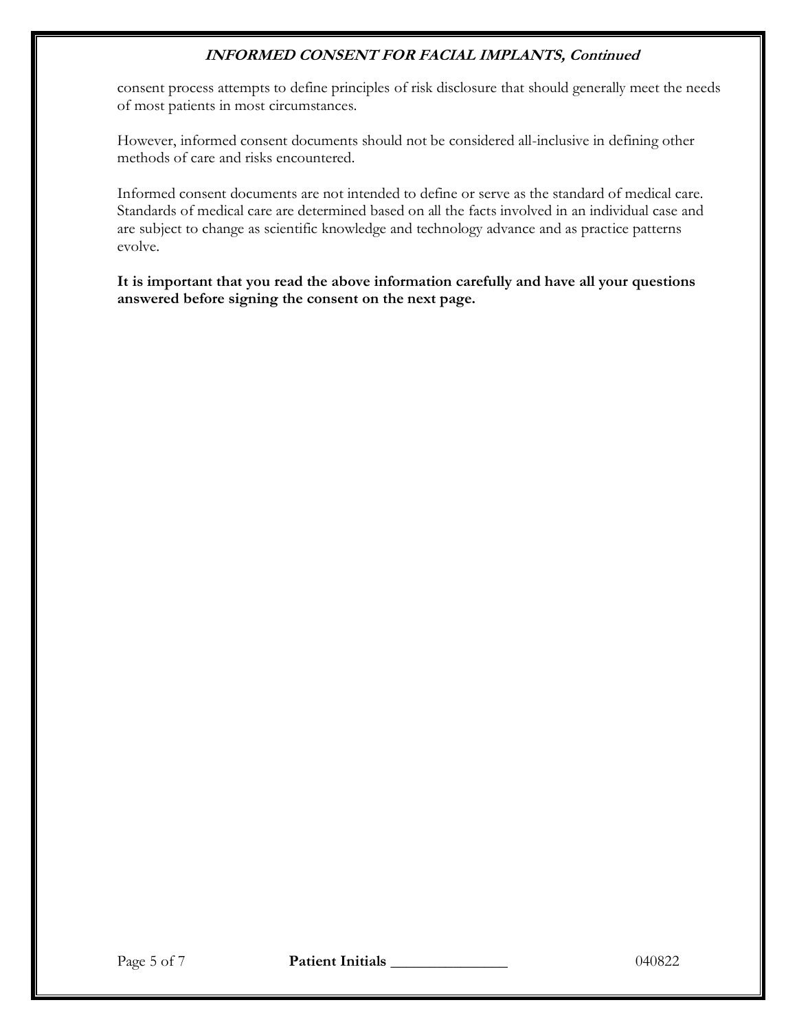consent process attempts to define principles of risk disclosure that should generally meet the needs of most patients in most circumstances.

However, informed consent documents should not be considered all-inclusive in defining other methods of care and risks encountered.

Informed consent documents are not intended to define or serve as the standard of medical care. Standards of medical care are determined based on all the facts involved in an individual case and are subject to change as scientific knowledge and technology advance and as practice patterns evolve.

**It is important that you read the above information carefully and have all your questions answered before signing the consent on the next page.**

**Patient Initials** _______________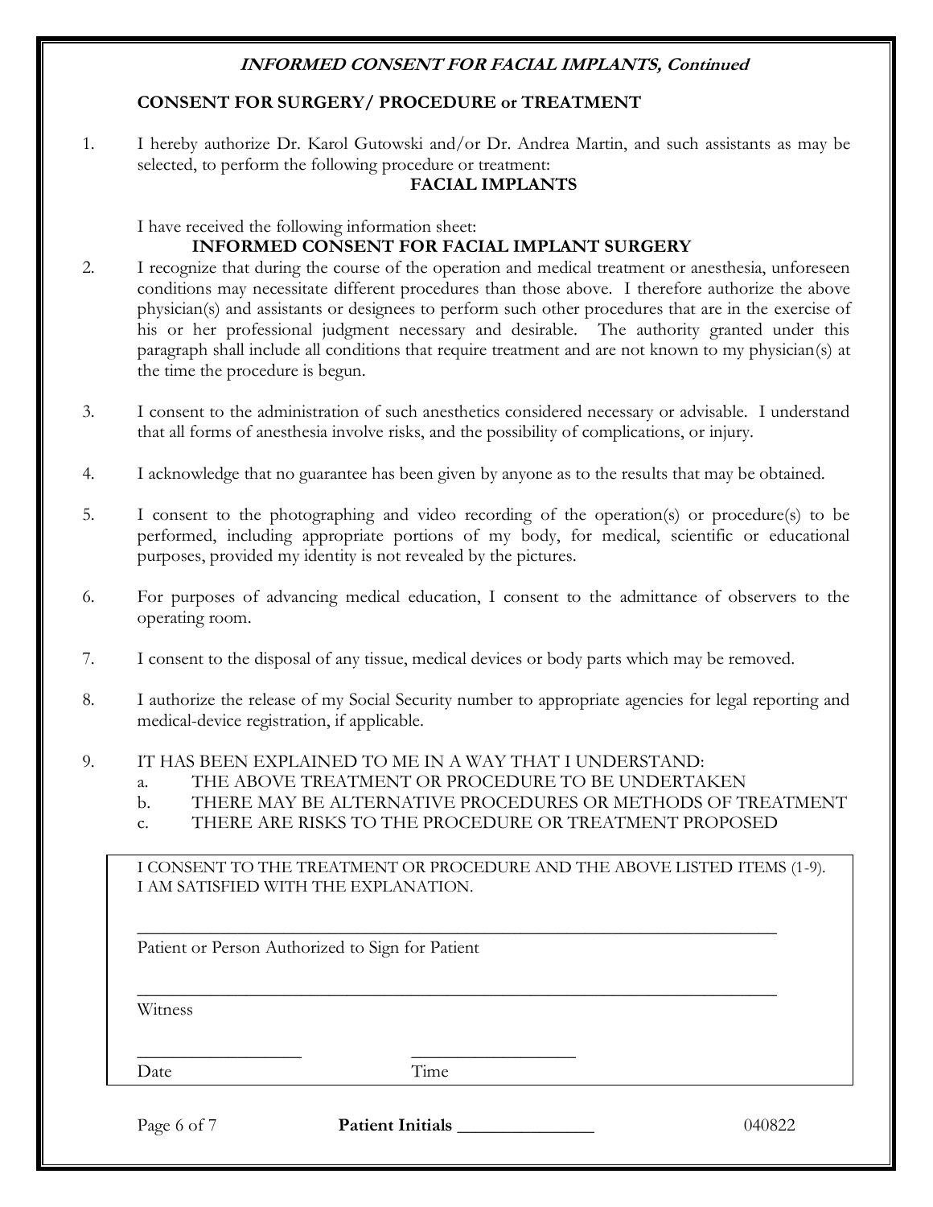## CONSENT FOR SURGERY/ PROCEDURE or TREATMENT

1. I hereby authorize Dr. Karol Gutowski and/or Dr. Andrea Martin, and such assistants as may be selected, to perform the following procedure or treatment:

   **FACIAL IMPLANTS**

   I have received the following information sheet:

   **INFORMED CONSENT FOR FACIAL IMPLANT SURGERY**

2. I recognize that during the course of the operation and medical treatment or anesthesia, unforeseen conditions may necessitate different procedures than those above. I therefore authorize the above physician(s) and assistants or designees to perform such other procedures that are in the exercise of his or her professional judgment necessary and desirable. The authority granted under this paragraph shall include all conditions that require treatment and are not known to my physician(s) at the time the procedure is begun.

3. I consent to the administration of such anesthetics considered necessary or advisable. I understand that all forms of anesthesia involve risks, and the possibility of complications, or injury.

4. I acknowledge that no guarantee has been given by anyone as to the results that may be obtained.

5. I consent to the photographing and video recording of the operation(s) or procedure(s) to be performed, including appropriate portions of my body, for medical, scientific or educational purposes, provided my identity is not revealed by the pictures.

6. For purposes of advancing medical education, I consent to the admittance of observers to the operating room.

7. I consent to the disposal of any tissue, medical devices or body parts which may be removed.

8. I authorize the release of my Social Security number to appropriate agencies for legal reporting and medical-device registration, if applicable.

9. IT HAS BEEN EXPLAINED TO ME IN A WAY THAT I UNDERSTAND:
   a. THE ABOVE TREATMENT OR PROCEDURE TO BE UNDERTAKEN
   b. THERE MAY BE ALTERNATIVE PROCEDURES OR METHODS OF TREATMENT
   c. THERE ARE RISKS TO THE PROCEDURE OR TREATMENT PROPOSED

I CONSENT TO THE TREATMENT OR PROCEDURE AND THE ABOVE LISTED ITEMS (1-9).
I AM SATISFIED WITH THE EXPLANATION.

_______________________________________________
Patient or Person Authorized to Sign for Patient

_______________________________________________
Witness

____________________ ____________________
Date Time

Patient Initials _______________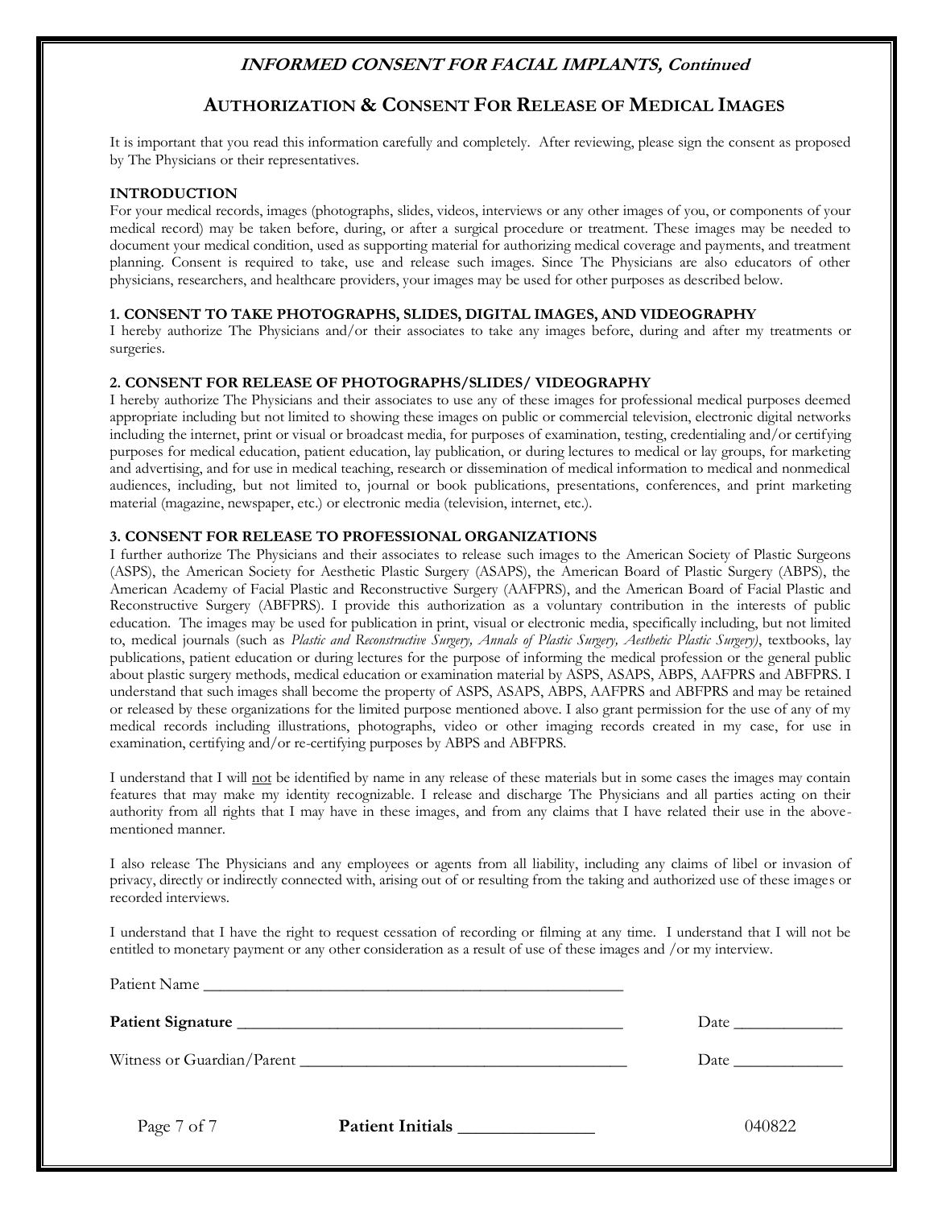## AUTHORIZATION & CONSENT FOR RELEASE OF MEDICAL IMAGES

It is important that you read this information carefully and completely. After reviewing, please sign the consent as proposed by The Physicians or their representatives.

**INTRODUCTION**

For your medical records, images (photographs, slides, videos, interviews or any other images of you, or components of your medical record) may be taken before, during, or after a surgical procedure or treatment. These images may be needed to document your medical condition, used as supporting material for authorizing medical coverage and payments, and treatment planning. Consent is required to take, use and release such images. Since The Physicians are also educators of other physicians, researchers, and healthcare providers, your images may be used for other purposes as described below.

**1. CONSENT TO TAKE PHOTOGRAPHS, SLIDES, DIGITAL IMAGES, AND VIDEOGRAPHY**

I hereby authorize The Physicians and/or their associates to take any images before, during and after my treatments or surgeries.

**2. CONSENT FOR RELEASE OF PHOTOGRAPHS/SLIDES/ VIDEOGRAPHY**

I hereby authorize The Physicians and their associates to use any of these images for professional medical purposes deemed appropriate including but not limited to showing these images on public or commercial television, electronic digital networks including the internet, print or visual or broadcast media, for purposes of examination, testing, credentialing and/or certifying purposes for medical education, patient education, lay publication, or during lectures to medical or lay groups, for marketing and advertising, and for use in medical teaching, research or dissemination of medical information to medical and nonmedical audiences, including, but not limited to, journal or book publications, presentations, conferences, and print marketing material (magazine, newspaper, etc.) or electronic media (television, internet, etc.).

**3. CONSENT FOR RELEASE TO PROFESSIONAL ORGANIZATIONS**

I further authorize The Physicians and their associates to release such images to the American Society of Plastic Surgeons (ASPS), the American Society for Aesthetic Plastic Surgery (ASAPS), the American Board of Plastic Surgery (ABPS), the American Academy of Facial Plastic and Reconstructive Surgery (AAFPRS), and the American Board of Facial Plastic and Reconstructive Surgery (ABFPRS). I provide this authorization as a voluntary contribution in the interests of public education. The images may be used for publication in print, visual or electronic media, specifically including, but not limited to, medical journals (such as *Plastic and Reconstructive Surgery, Annals of Plastic Surgery, Aesthetic Plastic Surgery)*, textbooks, lay publications, patient education or during lectures for the purpose of informing the medical profession or the general public about plastic surgery methods, medical education or examination material by ASPS, ASAPS, ABPS, AAFPRS and ABFPRS. I understand that such images shall become the property of ASPS, ASAPS, ABPS, AAFPRS and ABFPRS and may be retained or released by these organizations for the limited purpose mentioned above. I also grant permission for the use of any of my medical records including illustrations, photographs, video or other imaging records created in my case, for use in examination, certifying and/or re-certifying purposes by ABPS and ABFPRS.

I understand that I will not be identified by name in any release of these materials but in some cases the images may contain features that may make my identity recognizable. I release and discharge The Physicians and all parties acting on their authority from all rights that I may have in these images, and from any claims that I have related their use in the above-mentioned manner.

I also release The Physicians and any employees or agents from all liability, including any claims of libel or invasion of privacy, directly or indirectly connected with, arising out of or resulting from the taking and authorized use of these images or recorded interviews.

I understand that I have the right to request cessation of recording or filming at any time. I understand that I will not be entitled to monetary payment or any other consideration as a result of use of these images and /or my interview.

Patient Name ___________________________________________

**Patient Signature** ________________________________________ Date ____________

Witness or Guardian/Parent __________________________________ Date ____________

**Patient Initials** ______________